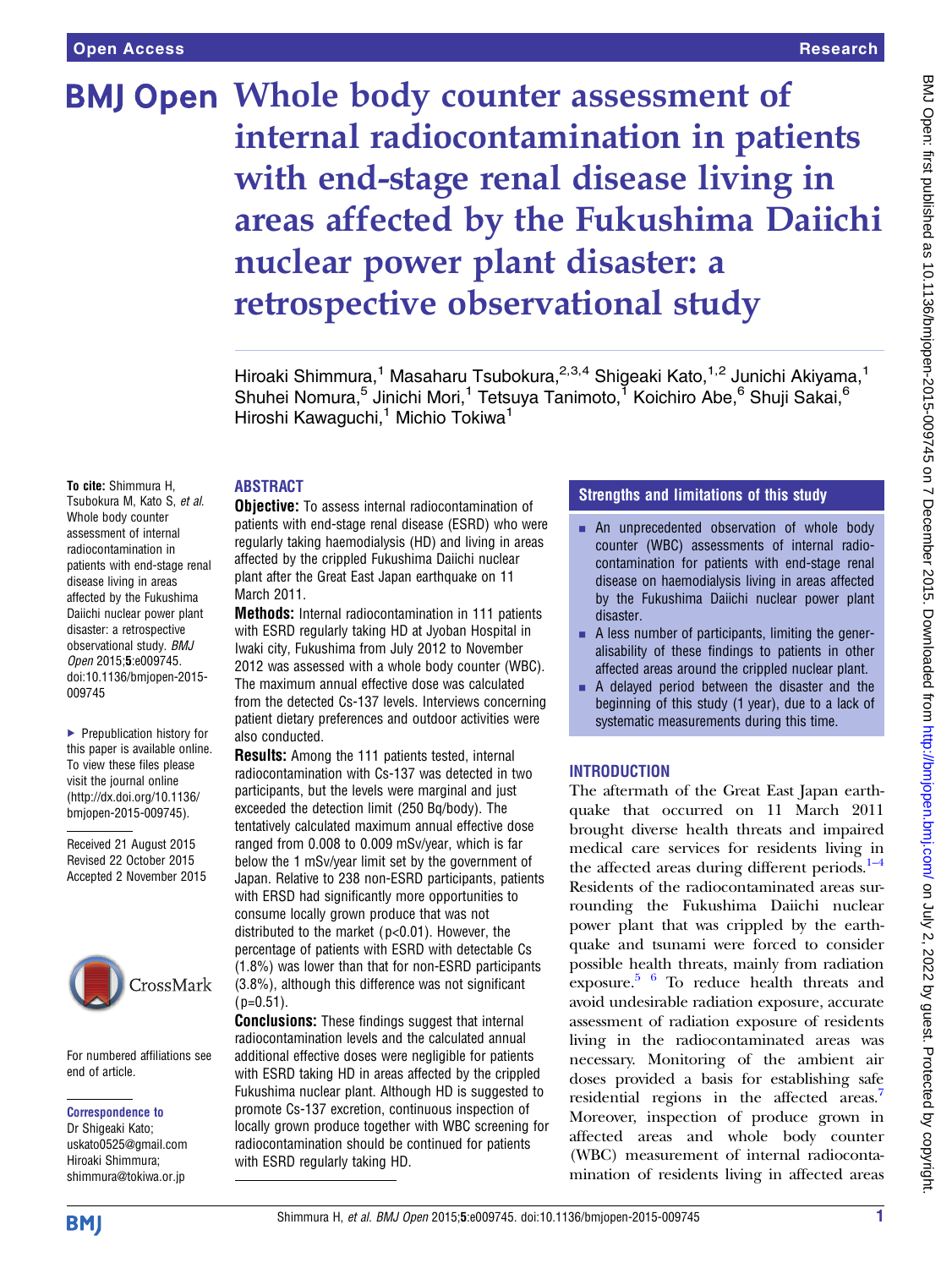# Whole body counter assessment of internal radiocontamination in patients with end-stage renal disease living in areas affected by the Fukushima Daiichi nuclear power plant disaster: a retrospective observational study

Hiroaki Shimmura,[1] Masaharu Tsubokura,[2,3,4] Shigeaki Kato,[1,2] Junichi Akiyama,[1] Shuhei Nomura,[5] Jinichi Mori,[1] Tetsuya Tanimoto,[1] Koichiro Abe,[6] Shuji Sakai,[6] Hiroshi Kawaguchi,[1] Michio Tokiwa[1]

**To cite:** Shimmura H, Tsubokura M, Kato S, *et al*. Whole body counter assessment of internal radiocontamination in patients with end-stage renal disease living in areas affected by the Fukushima Daiichi nuclear power plant disaster: a retrospective observational study. *BMJ Open* 2015;**5**:e009745. doi:10.1136/bmjopen-2015-009745

▶ Prepublication history for this paper is available online. To view these files please visit the journal online (http://dx.doi.org/10.1136/bmjopen-2015-009745).

Received 21 August 2015
Revised 22 October 2015
Accepted 2 November 2015

For numbered affiliations see end of article.

**Correspondence to**
Dr Shigeaki Kato; uskato0525@gmail.com
Hiroaki Shimmura; shimmura@tokiwa.or.jp

## ABSTRACT

**Objective:** To assess internal radiocontamination of patients with end-stage renal disease (ESRD) who were regularly taking haemodialysis (HD) and living in areas affected by the crippled Fukushima Daiichi nuclear plant after the Great East Japan earthquake on 11 March 2011.

**Methods:** Internal radiocontamination in 111 patients with ESRD regularly taking HD at Jyoban Hospital in Iwaki city, Fukushima from July 2012 to November 2012 was assessed with a whole body counter (WBC). The maximum annual effective dose was calculated from the detected Cs-137 levels. Interviews concerning patient dietary preferences and outdoor activities were also conducted.

**Results:** Among the 111 patients tested, internal radiocontamination with Cs-137 was detected in two participants, but the levels were marginal and just exceeded the detection limit (250 Bq/body). The tentatively calculated maximum annual effective dose ranged from 0.008 to 0.009 mSv/year, which is far below the 1 mSv/year limit set by the government of Japan. Relative to 238 non-ESRD participants, patients with ERSD had significantly more opportunities to consume locally grown produce that was not distributed to the market ($p<0.01$). However, the percentage of patients with ESRD with detectable Cs (1.8%) was lower than that for non-ESRD participants (3.8%), although this difference was not significant ($p=0.51$).

**Conclusions:** These findings suggest that internal radiocontamination levels and the calculated annual additional effective doses were negligible for patients with ESRD taking HD in areas affected by the crippled Fukushima nuclear plant. Although HD is suggested to promote Cs-137 excretion, continuous inspection of locally grown produce together with WBC screening for radiocontamination should be continued for patients with ESRD regularly taking HD.

## Strengths and limitations of this study

- An unprecedented observation of whole body counter (WBC) assessments of internal radiocontamination for patients with end-stage renal disease on haemodialysis living in areas affected by the Fukushima Daiichi nuclear power plant disaster.
- A less number of participants, limiting the generalisability of these findings to patients in other affected areas around the crippled nuclear plant.
- A delayed period between the disaster and the beginning of this study (1 year), due to a lack of systematic measurements during this time.

## INTRODUCTION

The aftermath of the Great East Japan earthquake that occurred on 11 March 2011 brought diverse health threats and impaired medical care services for residents living in the affected areas during different periods.[1–4] Residents of the radiocontaminated areas surrounding the Fukushima Daiichi nuclear power plant that was crippled by the earthquake and tsunami were forced to consider possible health threats, mainly from radiation exposure.[5,6] To reduce health threats and avoid undesirable radiation exposure, accurate assessment of radiation exposure of residents living in the radiocontaminated areas was necessary. Monitoring of the ambient air doses provided a basis for establishing safe residential regions in the affected areas.[7] Moreover, inspection of produce grown in affected areas and whole body counter (WBC) measurement of internal radiocontamination of residents living in affected areas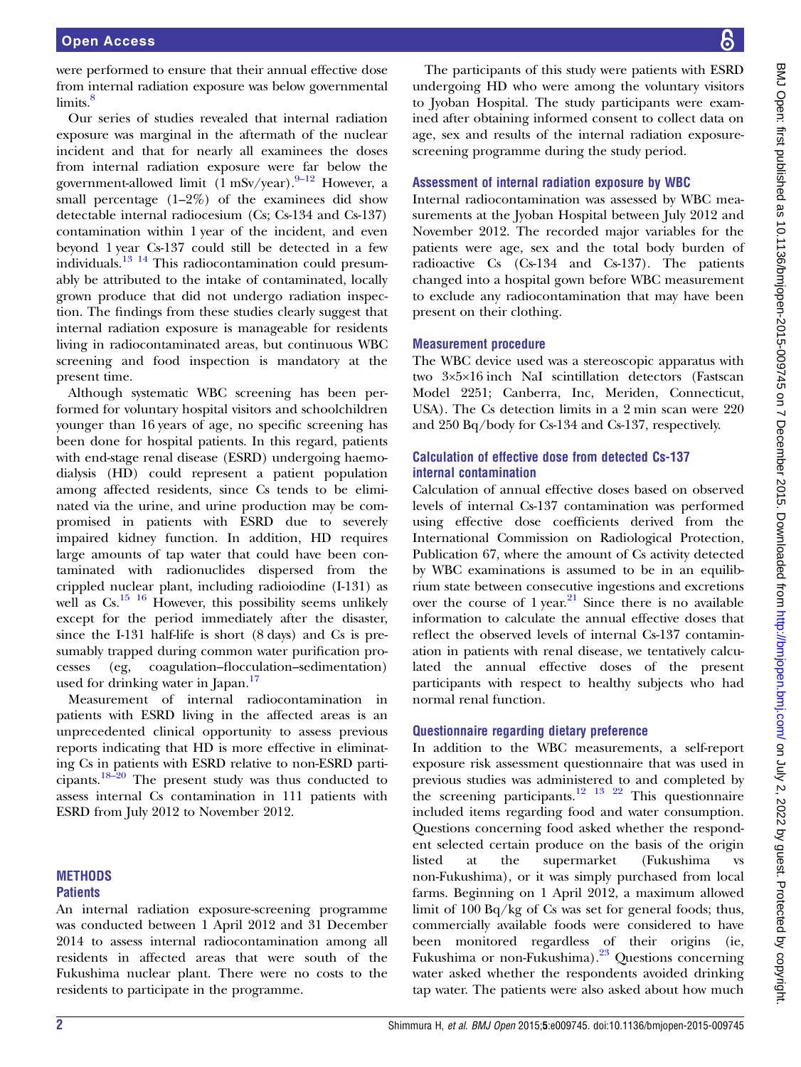were performed to ensure that their annual effective dose from internal radiation exposure was below governmental limits.[8]

Our series of studies revealed that internal radiation exposure was marginal in the aftermath of the nuclear incident and that for nearly all examinees the doses from internal radiation exposure were far below the government-allowed limit (1 mSv/year).[9–12] However, a small percentage (1–2%) of the examinees did show detectable internal radiocesium (Cs; Cs-134 and Cs-137) contamination within 1 year of the incident, and even beyond 1 year Cs-137 could still be detected in a few individuals.[13 14] This radiocontamination could presumably be attributed to the intake of contaminated, locally grown produce that did not undergo radiation inspection. The findings from these studies clearly suggest that internal radiation exposure is manageable for residents living in radiocontaminated areas, but continuous WBC screening and food inspection is mandatory at the present time.

Although systematic WBC screening has been performed for voluntary hospital visitors and schoolchildren younger than 16 years of age, no specific screening has been done for hospital patients. In this regard, patients with end-stage renal disease (ESRD) undergoing haemodialysis (HD) could represent a patient population among affected residents, since Cs tends to be eliminated via the urine, and urine production may be compromised in patients with ESRD due to severely impaired kidney function. In addition, HD requires large amounts of tap water that could have been contaminated with radionuclides dispersed from the crippled nuclear plant, including radioiodine (I-131) as well as Cs.[15 16] However, this possibility seems unlikely except for the period immediately after the disaster, since the I-131 half-life is short (8 days) and Cs is presumably trapped during common water purification processes (eg, coagulation–flocculation–sedimentation) used for drinking water in Japan.[17]

Measurement of internal radiocontamination in patients with ESRD living in the affected areas is an unprecedented clinical opportunity to assess previous reports indicating that HD is more effective in eliminating Cs in patients with ESRD relative to non-ESRD participants.[18–20] The present study was thus conducted to assess internal Cs contamination in 111 patients with ESRD from July 2012 to November 2012.

## METHODS

### Patients

An internal radiation exposure-screening programme was conducted between 1 April 2012 and 31 December 2014 to assess internal radiocontamination among all residents in affected areas that were south of the Fukushima nuclear plant. There were no costs to the residents to participate in the programme.

The participants of this study were patients with ESRD undergoing HD who were among the voluntary visitors to Jyoban Hospital. The study participants were examined after obtaining informed consent to collect data on age, sex and results of the internal radiation exposure-screening programme during the study period.

### Assessment of internal radiation exposure by WBC

Internal radiocontamination was assessed by WBC measurements at the Jyoban Hospital between July 2012 and November 2012. The recorded major variables for the patients were age, sex and the total body burden of radioactive Cs (Cs-134 and Cs-137). The patients changed into a hospital gown before WBC measurement to exclude any radiocontamination that may have been present on their clothing.

### Measurement procedure

The WBC device used was a stereoscopic apparatus with two 3×5×16 inch NaI scintillation detectors (Fastscan Model 2251; Canberra, Inc, Meriden, Connecticut, USA). The Cs detection limits in a 2 min scan were 220 and 250 Bq/body for Cs-134 and Cs-137, respectively.

### Calculation of effective dose from detected Cs-137 internal contamination

Calculation of annual effective doses based on observed levels of internal Cs-137 contamination was performed using effective dose coefficients derived from the International Commission on Radiological Protection, Publication 67, where the amount of Cs activity detected by WBC examinations is assumed to be in an equilibrium state between consecutive ingestions and excretions over the course of 1 year.[21] Since there is no available information to calculate the annual effective doses that reflect the observed levels of internal Cs-137 contamination in patients with renal disease, we tentatively calculated the annual effective doses of the present participants with respect to healthy subjects who had normal renal function.

### Questionnaire regarding dietary preference

In addition to the WBC measurements, a self-report exposure risk assessment questionnaire that was used in previous studies was administered to and completed by the screening participants.[12 13 22] This questionnaire included items regarding food and water consumption. Questions concerning food asked whether the respondent selected certain produce on the basis of the origin listed at the supermarket (Fukushima vs non-Fukushima), or it was simply purchased from local farms. Beginning on 1 April 2012, a maximum allowed limit of 100 Bq/kg of Cs was set for general foods; thus, commercially available foods were considered to have been monitored regardless of their origins (ie, Fukushima or non-Fukushima).[23] Questions concerning water asked whether the respondents avoided drinking tap water. The patients were also asked about how much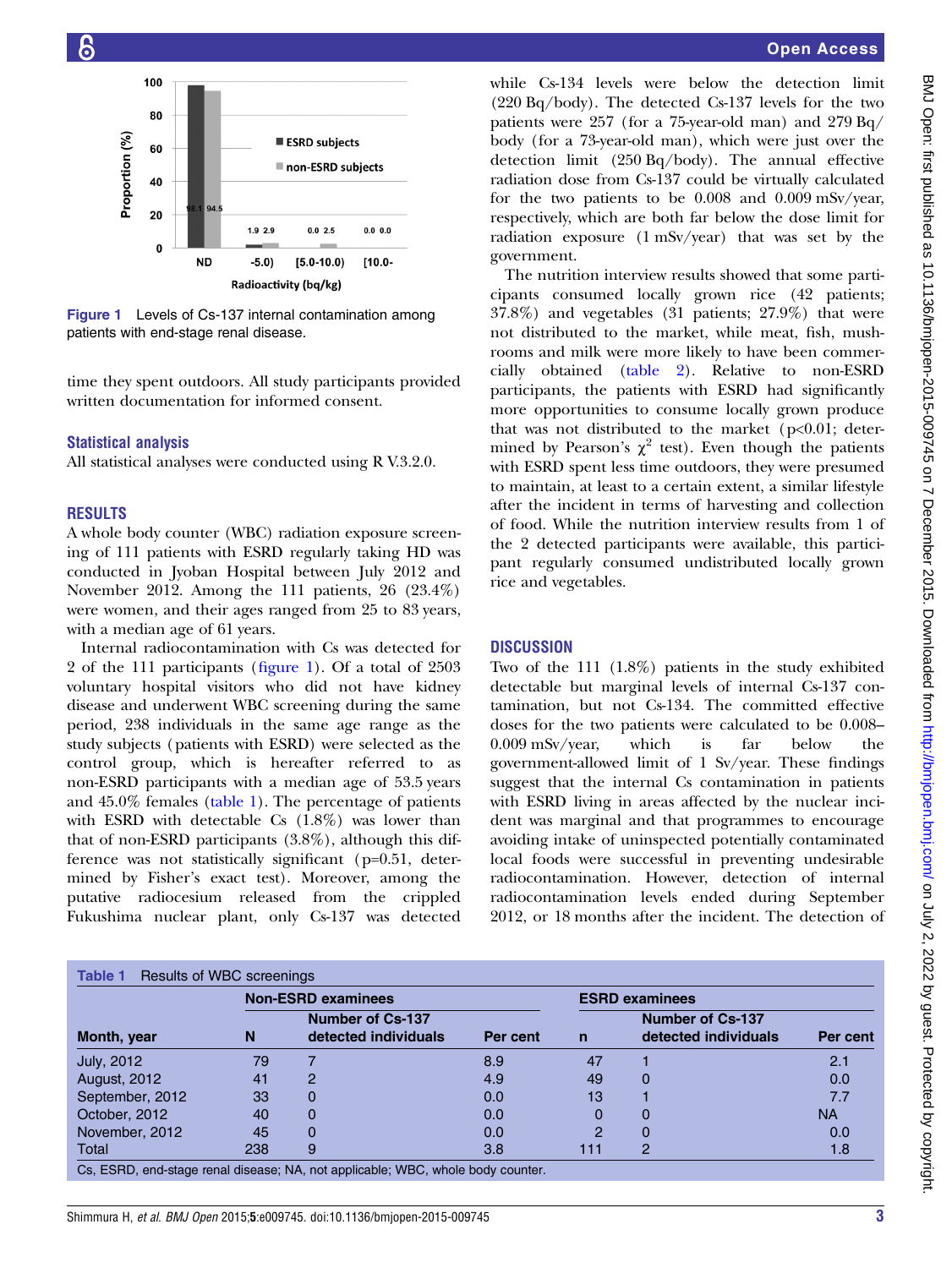Figure 1 Levels of Cs-137 internal contamination among patients with end-stage renal disease.

time they spent outdoors. All study participants provided written documentation for informed consent.

### Statistical analysis

All statistical analyses were conducted using R V.3.2.0.

## RESULTS

A whole body counter (WBC) radiation exposure screening of 111 patients with ESRD regularly taking HD was conducted in Jyoban Hospital between July 2012 and November 2012. Among the 111 patients, 26 (23.4%) were women, and their ages ranged from 25 to 83 years, with a median age of 61 years.

Internal radiocontamination with Cs was detected for 2 of the 111 participants (figure 1). Of a total of 2503 voluntary hospital visitors who did not have kidney disease and underwent WBC screening during the same period, 238 individuals in the same age range as the study subjects (patients with ESRD) were selected as the control group, which is hereafter referred to as non-ESRD participants with a median age of 53.5 years and 45.0% females (table 1). The percentage of patients with ESRD with detectable Cs (1.8%) was lower than that of non-ESRD participants (3.8%), although this difference was not statistically significant (p=0.51, determined by Fisher's exact test). Moreover, among the putative radiocesium released from the crippled Fukushima nuclear plant, only Cs-137 was detected while Cs-134 levels were below the detection limit (220 Bq/body). The detected Cs-137 levels for the two patients were 257 (for a 75-year-old man) and 279 Bq/body (for a 73-year-old man), which were just over the detection limit (250 Bq/body). The annual effective radiation dose from Cs-137 could be virtually calculated for the two patients to be 0.008 and 0.009 mSv/year, respectively, which are both far below the dose limit for radiation exposure (1 mSv/year) that was set by the government.

The nutrition interview results showed that some participants consumed locally grown rice (42 patients; 37.8%) and vegetables (31 patients; 27.9%) that were not distributed to the market, while meat, fish, mushrooms and milk were more likely to have been commercially obtained (table 2). Relative to non-ESRD participants, the patients with ESRD had significantly more opportunities to consume locally grown produce that was not distributed to the market ($p<0.01$; determined by Pearson's $\chi^2$ test). Even though the patients with ESRD spent less time outdoors, they were presumed to maintain, at least to a certain extent, a similar lifestyle after the incident in terms of harvesting and collection of food. While the nutrition interview results from 1 of the 2 detected participants were available, this participant regularly consumed undistributed locally grown rice and vegetables.

## DISCUSSION

Two of the 111 (1.8%) patients in the study exhibited detectable but marginal levels of internal Cs-137 contamination, but not Cs-134. The committed effective doses for the two patients were calculated to be 0.008–0.009 mSv/year, which is far below the government-allowed limit of 1 Sv/year. These findings suggest that the internal Cs contamination in patients with ESRD living in areas affected by the nuclear incident was marginal and that programmes to encourage avoiding intake of uninspected potentially contaminated local foods were successful in preventing undesirable radiocontamination. However, detection of internal radiocontamination levels ended during September 2012, or 18 months after the incident. The detection of

Table 1 Results of WBC screenings

| Month, year | Non-ESRD examinees N | Number of Cs-137 detected individuals | Per cent | ESRD examinees n | Number of Cs-137 detected individuals | Per cent |
|---|---|---|---|---|---|---|
| July, 2012 | 79 | 7 | 8.9 | 47 | 1 | 2.1 |
| August, 2012 | 41 | 2 | 4.9 | 49 | 0 | 0.0 |
| September, 2012 | 33 | 0 | 0.0 | 13 | 1 | 7.7 |
| October, 2012 | 40 | 0 | 0.0 | 0 | 0 | NA |
| November, 2012 | 45 | 0 | 0.0 | 2 | 0 | 0.0 |
| Total | 238 | 9 | 3.8 | 111 | 2 | 1.8 |

Cs, ESRD, end-stage renal disease; NA, not applicable; WBC, whole body counter.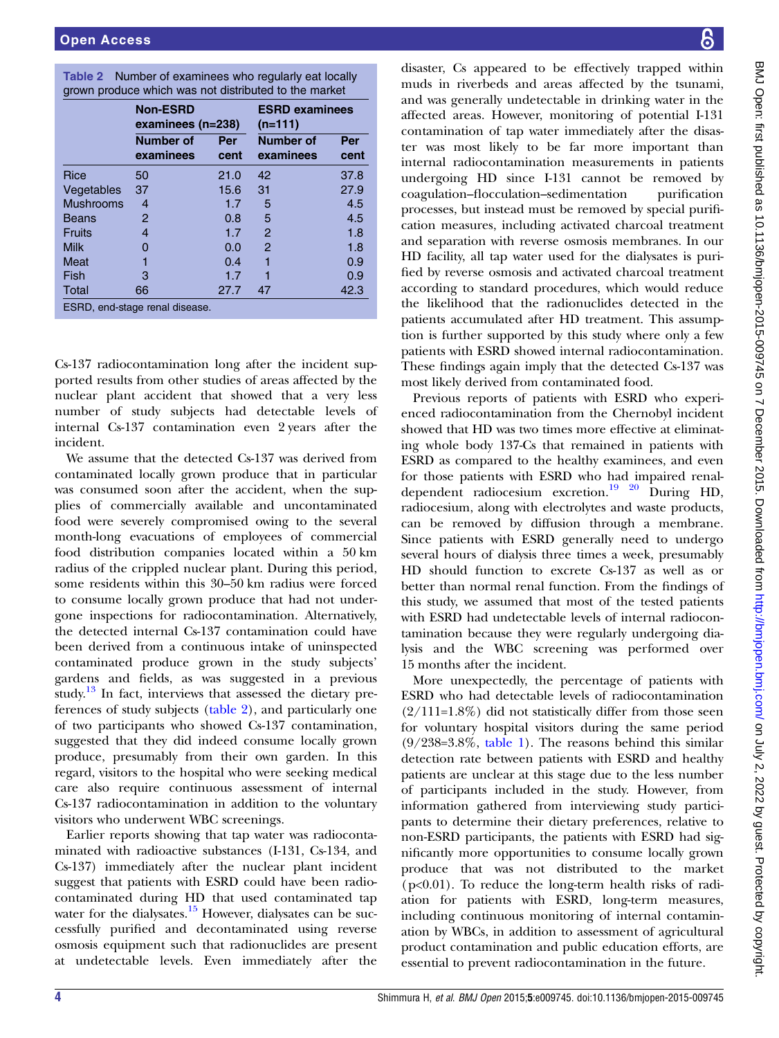Table 2 Number of examinees who regularly eat locally grown produce which was not distributed to the market

| | Non-ESRD examinees (n=238) | | ESRD examinees (n=111) | |
|---|---|---|---|---|
| | Number of examinees | Per cent | Number of examinees | Per cent |
| Rice | 50 | 21.0 | 42 | 37.8 |
| Vegetables | 37 | 15.6 | 31 | 27.9 |
| Mushrooms | 4 | 1.7 | 5 | 4.5 |
| Beans | 2 | 0.8 | 5 | 4.5 |
| Fruits | 4 | 1.7 | 2 | 1.8 |
| Milk | 0 | 0.0 | 2 | 1.8 |
| Meat | 1 | 0.4 | 1 | 0.9 |
| Fish | 3 | 1.7 | 1 | 0.9 |
| Total | 66 | 27.7 | 47 | 42.3 |

ESRD, end-stage renal disease.

Cs-137 radiocontamination long after the incident supported results from other studies of areas affected by the nuclear plant accident that showed that a very less number of study subjects had detectable levels of internal Cs-137 contamination even 2 years after the incident.

We assume that the detected Cs-137 was derived from contaminated locally grown produce that in particular was consumed soon after the accident, when the supplies of commercially available and uncontaminated food were severely compromised owing to the several month-long evacuations of employees of commercial food distribution companies located within a 50 km radius of the crippled nuclear plant. During this period, some residents within this 30–50 km radius were forced to consume locally grown produce that had not undergone inspections for radiocontamination. Alternatively, the detected internal Cs-137 contamination could have been derived from a continuous intake of uninspected contaminated produce grown in the study subjects' gardens and fields, as was suggested in a previous study.[13] In fact, interviews that assessed the dietary preferences of study subjects (table 2), and particularly one of two participants who showed Cs-137 contamination, suggested that they did indeed consume locally grown produce, presumably from their own garden. In this regard, visitors to the hospital who were seeking medical care also require continuous assessment of internal Cs-137 radiocontamination in addition to the voluntary visitors who underwent WBC screenings.

Earlier reports showing that tap water was radiocontaminated with radioactive substances (I-131, Cs-134, and Cs-137) immediately after the nuclear plant incident suggest that patients with ESRD could have been radiocontaminated during HD that used contaminated tap water for the dialysates.[15] However, dialysates can be successfully purified and decontaminated using reverse osmosis equipment such that radionuclides are present at undetectable levels. Even immediately after the disaster, Cs appeared to be effectively trapped within muds in riverbeds and areas affected by the tsunami, and was generally undetectable in drinking water in the affected areas. However, monitoring of potential I-131 contamination of tap water immediately after the disaster was most likely to be far more important than internal radiocontamination measurements in patients undergoing HD since I-131 cannot be removed by coagulation–flocculation–sedimentation purification processes, but instead must be removed by special purification measures, including activated charcoal treatment and separation with reverse osmosis membranes. In our HD facility, all tap water used for the dialysates is purified by reverse osmosis and activated charcoal treatment according to standard procedures, which would reduce the likelihood that the radionuclides detected in the patients accumulated after HD treatment. This assumption is further supported by this study where only a few patients with ESRD showed internal radiocontamination. These findings again imply that the detected Cs-137 was most likely derived from contaminated food.

Previous reports of patients with ESRD who experienced radiocontamination from the Chernobyl incident showed that HD was two times more effective at eliminating whole body 137-Cs that remained in patients with ESRD as compared to the healthy examinees, and even for those patients with ESRD who had impaired renal-dependent radiocesium excretion.[19,20] During HD, radiocesium, along with electrolytes and waste products, can be removed by diffusion through a membrane. Since patients with ESRD generally need to undergo several hours of dialysis three times a week, presumably HD should function to excrete Cs-137 as well as or better than normal renal function. From the findings of this study, we assumed that most of the tested patients with ESRD had undetectable levels of internal radiocontamination because they were regularly undergoing dialysis and the WBC screening was performed over 15 months after the incident.

More unexpectedly, the percentage of patients with ESRD who had detectable levels of radiocontamination (2/111=1.8%) did not statistically differ from those seen for voluntary hospital visitors during the same period (9/238=3.8%, table 1). The reasons behind this similar detection rate between patients with ESRD and healthy patients are unclear at this stage due to the less number of participants included in the study. However, from information gathered from interviewing study participants to determine their dietary preferences, relative to non-ESRD participants, the patients with ESRD had significantly more opportunities to consume locally grown produce that was not distributed to the market ($p<0.01$). To reduce the long-term health risks of radiation for patients with ESRD, long-term measures, including continuous monitoring of internal contamination by WBCs, in addition to assessment of agricultural product contamination and public education efforts, are essential to prevent radiocontamination in the future.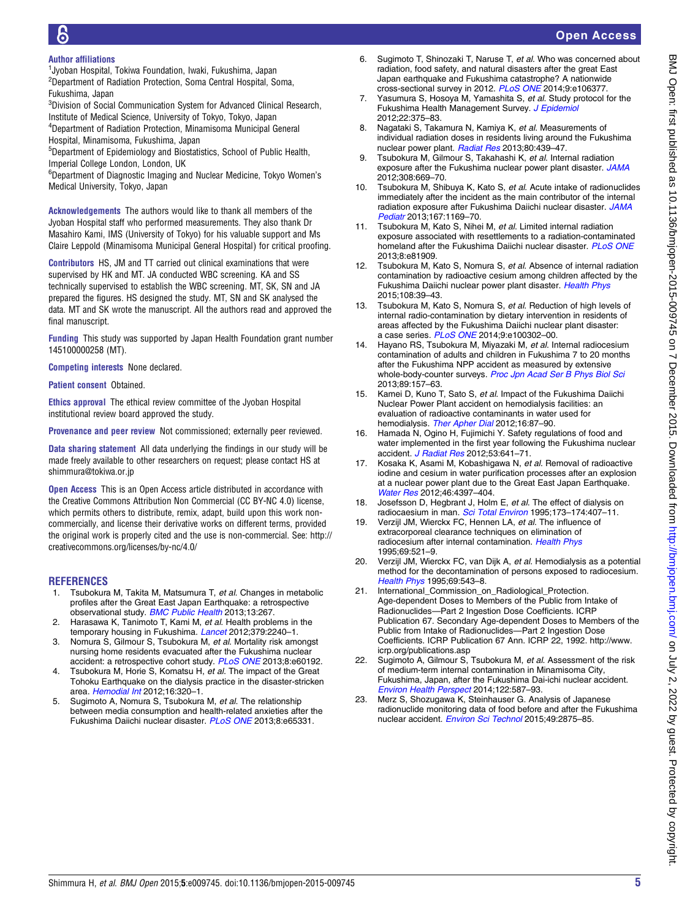**Author affiliations**
[1]Jyoban Hospital, Tokiwa Foundation, Iwaki, Fukushima, Japan
[2]Department of Radiation Protection, Soma Central Hospital, Soma, Fukushima, Japan
[3]Division of Social Communication System for Advanced Clinical Research, Institute of Medical Science, University of Tokyo, Tokyo, Japan
[4]Department of Radiation Protection, Minamisoma Municipal General Hospital, Minamisoma, Fukushima, Japan
[5]Department of Epidemiology and Biostatistics, School of Public Health, Imperial College London, London, UK
[6]Department of Diagnostic Imaging and Nuclear Medicine, Tokyo Women's Medical University, Tokyo, Japan

**Acknowledgements** The authors would like to thank all members of the Jyoban Hospital staff who performed measurements. They also thank Dr Masahiro Kami, IMS (University of Tokyo) for his valuable support and Ms Claire Leppold (Minamisoma Municipal General Hospital) for critical proofing.

**Contributors** HS, JM and TT carried out clinical examinations that were supervised by HK and MT. JA conducted WBC screening. KA and SS technically supervised to establish the WBC screening. MT, SK, SN and JA prepared the figures. HS designed the study. MT, SN and SK analysed the data. MT and SK wrote the manuscript. All the authors read and approved the final manuscript.

**Funding** This study was supported by Japan Health Foundation grant number 145100000258 (MT).

**Competing interests** None declared.

**Patient consent** Obtained.

**Ethics approval** The ethical review committee of the Jyoban Hospital institutional review board approved the study.

**Provenance and peer review** Not commissioned; externally peer reviewed.

**Data sharing statement** All data underlying the findings in our study will be made freely available to other researchers on request; please contact HS at shimmura@tokiwa.or.jp

**Open Access** This is an Open Access article distributed in accordance with the Creative Commons Attribution Non Commercial (CC BY-NC 4.0) license, which permits others to distribute, remix, adapt, build upon this work non-commercially, and license their derivative works on different terms, provided the original work is properly cited and the use is non-commercial. See: http://creativecommons.org/licenses/by-nc/4.0/

## REFERENCES

1. Tsubokura M, Takita M, Matsumura T, *et al*. Changes in metabolic profiles after the Great East Japan Earthquake: a retrospective observational study. *BMC Public Health* 2013;13:267.
2. Harasawa K, Tanimoto T, Kami M, *et al*. Health problems in the temporary housing in Fukushima. *Lancet* 2012;379:2240–1.
3. Nomura S, Gilmour S, Tsubokura M, *et al*. Mortality risk amongst nursing home residents evacuated after the Fukushima nuclear accident: a retrospective cohort study. *PLoS ONE* 2013;8:e60192.
4. Tsubokura M, Horie S, Komatsu H, *et al*. The impact of the Great Tohoku Earthquake on the dialysis practice in the disaster-stricken area. *Hemodial Int* 2012;16:320–1.
5. Sugimoto A, Nomura S, Tsubokura M, *et al*. The relationship between media consumption and health-related anxieties after the Fukushima Daiichi nuclear disaster. *PLoS ONE* 2013;8:e65331.
6. Sugimoto T, Shinozaki T, Naruse T, *et al*. Who was concerned about radiation, food safety, and natural disasters after the great East Japan earthquake and Fukushima catastrophe? A nationwide cross-sectional survey in 2012. *PLoS ONE* 2014;9:e106377.
7. Yasumura S, Hosoya M, Yamashita S, *et al*. Study protocol for the Fukushima Health Management Survey. *J Epidemiol* 2012;22:375–83.
8. Nagataki S, Takamura N, Kamiya K, *et al*. Measurements of individual radiation doses in residents living around the Fukushima nuclear power plant. *Radiat Res* 2013;80:439–47.
9. Tsubokura M, Gilmour S, Takahashi K, *et al*. Internal radiation exposure after the Fukushima nuclear power plant disaster. *JAMA* 2012;308:669–70.
10. Tsubokura M, Shibuya K, Kato S, *et al*. Acute intake of radionuclides immediately after the incident as the main contributor of the internal radiation exposure after Fukushima Daiichi nuclear disaster. *JAMA Pediatr* 2013;167:1169–70.
11. Tsubokura M, Kato S, Nihei M, *et al*. Limited internal radiation exposure associated with resettlements to a radiation-contaminated homeland after the Fukushima Daiichi nuclear disaster. *PLoS ONE* 2013;8:e81909.
12. Tsubokura M, Kato S, Nomura S, *et al*. Absence of internal radiation contamination by radioactive cesium among children affected by the Fukushima Daiichi nuclear power plant disaster. *Health Phys* 2015;108:39–43.
13. Tsubokura M, Kato S, Nomura S, *et al*. Reduction of high levels of internal radio-contamination by dietary intervention in residents of areas affected by the Fukushima Daiichi nuclear plant disaster: a case series. *PLoS ONE* 2014;9:e100302–00.
14. Hayano RS, Tsubokura M, Miyazaki M, *et al*. Internal radiocesium contamination of adults and children in Fukushima 7 to 20 months after the Fukushima NPP accident as measured by extensive whole-body-counter surveys. *Proc Jpn Acad Ser B Phys Biol Sci* 2013;89:157–63.
15. Kamei D, Kuno T, Sato S, *et al*. Impact of the Fukushima Daiichi Nuclear Power Plant accident on hemodialysis facilities: an evaluation of radioactive contaminants in water used for hemodialysis. *Ther Apher Dial* 2012;16:87–90.
16. Hamada N, Ogino H, Fujimichi Y. Safety regulations of food and water implemented in the first year following the Fukushima nuclear accident. *J Radiat Res* 2012;53:641–71.
17. Kosaka K, Asami M, Kobashigawa N, *et al*. Removal of radioactive iodine and cesium in water purification processes after an explosion at a nuclear power plant due to the Great East Japan Earthquake. *Water Res* 2012;46:4397–404.
18. Josefsson D, Hegbrant J, Holm E, *et al*. The effect of dialysis on radiocaesium in man. *Sci Total Environ* 1995;173–174:407–11.
19. Verzijl JM, Wierckx FC, Hennen LA, *et al*. The influence of extracorporeal clearance techniques on elimination of radiocesium after internal contamination. *Health Phys* 1995;69:521–9.
20. Verzijl JM, Wierckx FC, van Dijk A, *et al*. Hemodialysis as a potential method for the decontamination of persons exposed to radiocesium. *Health Phys* 1995;69:543–8.
21. International_Commission_on_Radiological_Protection. Age-dependent Doses to Members of the Public from Intake of Radionuclides—Part 2 Ingestion Dose Coefficients. ICRP Publication 67. Secondary Age-dependent Doses to Members of the Public from Intake of Radionuclides—Part 2 Ingestion Dose Coefficients. ICRP Publication 67 Ann. ICRP 22, 1992. http://www.icrp.org/publications.asp
22. Sugimoto A, Gilmour S, Tsubokura M, *et al*. Assessment of the risk of medium-term internal contamination in Minamisoma City, Fukushima, Japan, after the Fukushima Dai-ichi nuclear accident. *Environ Health Perspect* 2014;122:587–93.
23. Merz S, Shozugawa K, Steinhauser G. Analysis of Japanese radionuclide monitoring data of food before and after the Fukushima nuclear accident. *Environ Sci Technol* 2015;49:2875–85.